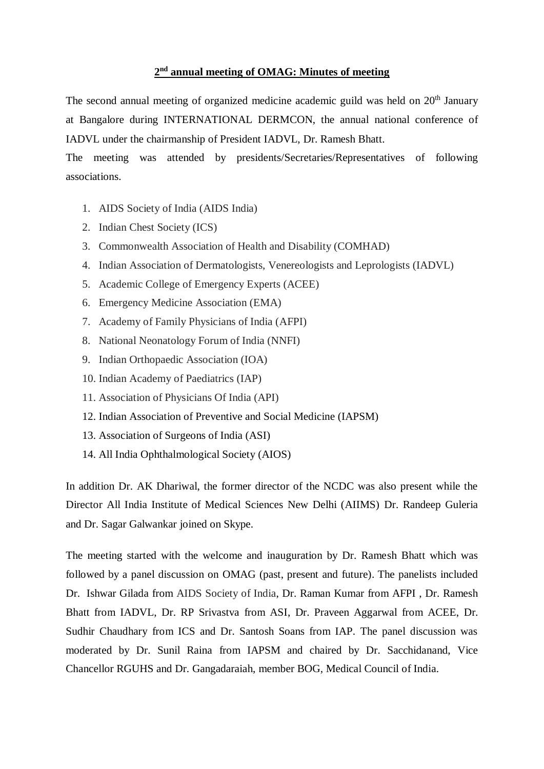# **2nd annual meeting of OMAG: Minutes of meeting**

The second annual meeting of organized medicine academic guild was held on 20th January at Bangalore during INTERNATIONAL DERMCON, the annual national conference of IADVL under the chairmanship of President IADVL, Dr. Ramesh Bhatt.

The meeting was attended by presidents/Secretaries/Representatives of following associations.

1. AIDS Society of India (AIDS India)
2. Indian Chest Society (ICS)
3. Commonwealth Association of Health and Disability (COMHAD)
4. Indian Association of Dermatologists, Venereologists and Leprologists (IADVL)
5. Academic College of Emergency Experts (ACEE)
6. Emergency Medicine Association (EMA)
7. Academy of Family Physicians of India (AFPI)
8. National Neonatology Forum of India (NNFI)
9. Indian Orthopaedic Association (IOA)
10. Indian Academy of Paediatrics (IAP)
11. Association of Physicians Of India (API)
12. Indian Association of Preventive and Social Medicine (IAPSM)
13. Association of Surgeons of India (ASI)
14. All India Ophthalmological Society (AIOS)

In addition Dr. AK Dhariwal, the former director of the NCDC was also present while the Director All India Institute of Medical Sciences New Delhi (AIIMS) Dr. Randeep Guleria and Dr. Sagar Galwankar joined on Skype.

The meeting started with the welcome and inauguration by Dr. Ramesh Bhatt which was followed by a panel discussion on OMAG (past, present and future). The panelists included Dr. Ishwar Gilada from AIDS Society of India, Dr. Raman Kumar from AFPI , Dr. Ramesh Bhatt from IADVL, Dr. RP Srivastva from ASI, Dr. Praveen Aggarwal from ACEE, Dr. Sudhir Chaudhary from ICS and Dr. Santosh Soans from IAP. The panel discussion was moderated by Dr. Sunil Raina from IAPSM and chaired by Dr. Sacchidanand, Vice Chancellor RGUHS and Dr. Gangadaraiah, member BOG, Medical Council of India.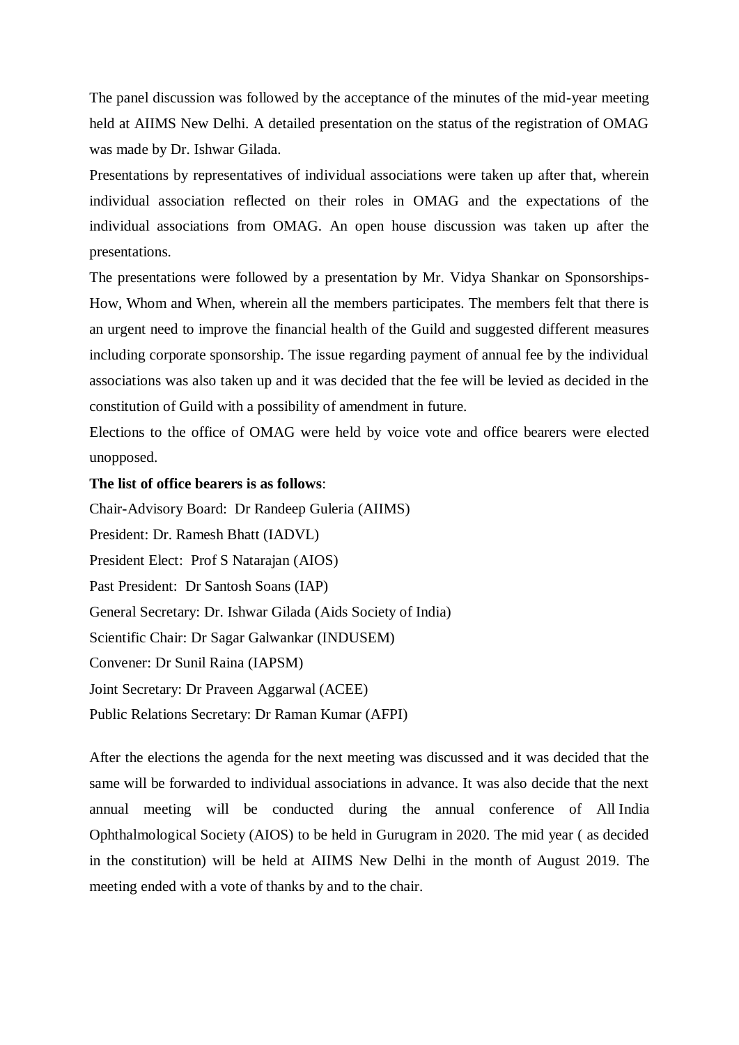The panel discussion was followed by the acceptance of the minutes of the mid-year meeting held at AIIMS New Delhi. A detailed presentation on the status of the registration of OMAG was made by Dr. Ishwar Gilada.

Presentations by representatives of individual associations were taken up after that, wherein individual association reflected on their roles in OMAG and the expectations of the individual associations from OMAG. An open house discussion was taken up after the presentations.

The presentations were followed by a presentation by Mr. Vidya Shankar on Sponsorships-How, Whom and When, wherein all the members participates. The members felt that there is an urgent need to improve the financial health of the Guild and suggested different measures including corporate sponsorship. The issue regarding payment of annual fee by the individual associations was also taken up and it was decided that the fee will be levied as decided in the constitution of Guild with a possibility of amendment in future.

Elections to the office of OMAG were held by voice vote and office bearers were elected unopposed.

**The list of office bearers is as follows**:

Chair-Advisory Board: Dr Randeep Guleria (AIIMS)

President: Dr. Ramesh Bhatt (IADVL)

President Elect: Prof S Natarajan (AIOS)

Past President: Dr Santosh Soans (IAP)

General Secretary: Dr. Ishwar Gilada (Aids Society of India)

Scientific Chair: Dr Sagar Galwankar (INDUSEM)

Convener: Dr Sunil Raina (IAPSM)

Joint Secretary: Dr Praveen Aggarwal (ACEE)

Public Relations Secretary: Dr Raman Kumar (AFPI)

After the elections the agenda for the next meeting was discussed and it was decided that the same will be forwarded to individual associations in advance. It was also decide that the next annual meeting will be conducted during the annual conference of All India Ophthalmological Society (AIOS) to be held in Gurugram in 2020. The mid year ( as decided in the constitution) will be held at AIIMS New Delhi in the month of August 2019. The meeting ended with a vote of thanks by and to the chair.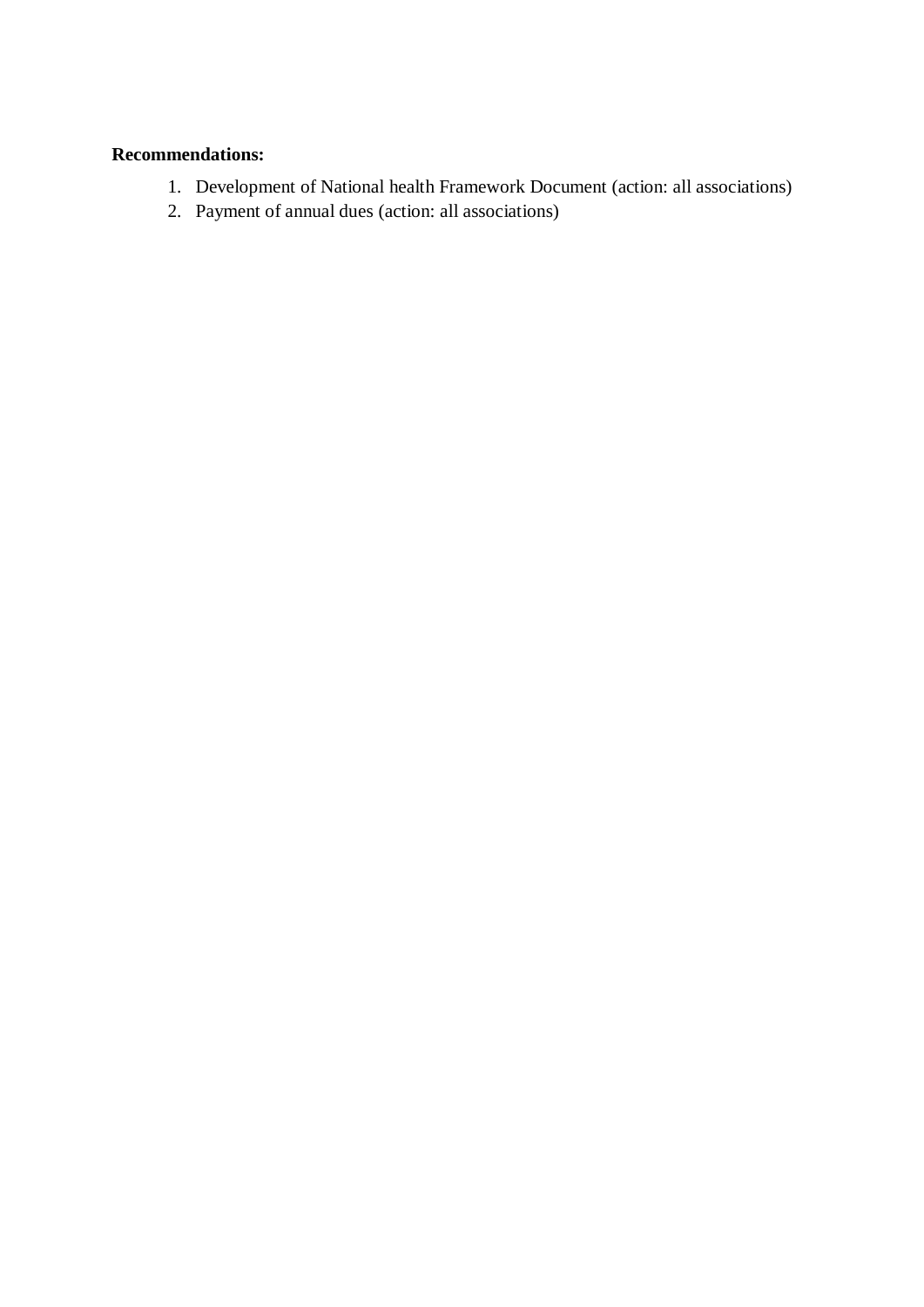**Recommendations:**

1. Development of National health Framework Document (action: all associations)
2. Payment of annual dues (action: all associations)